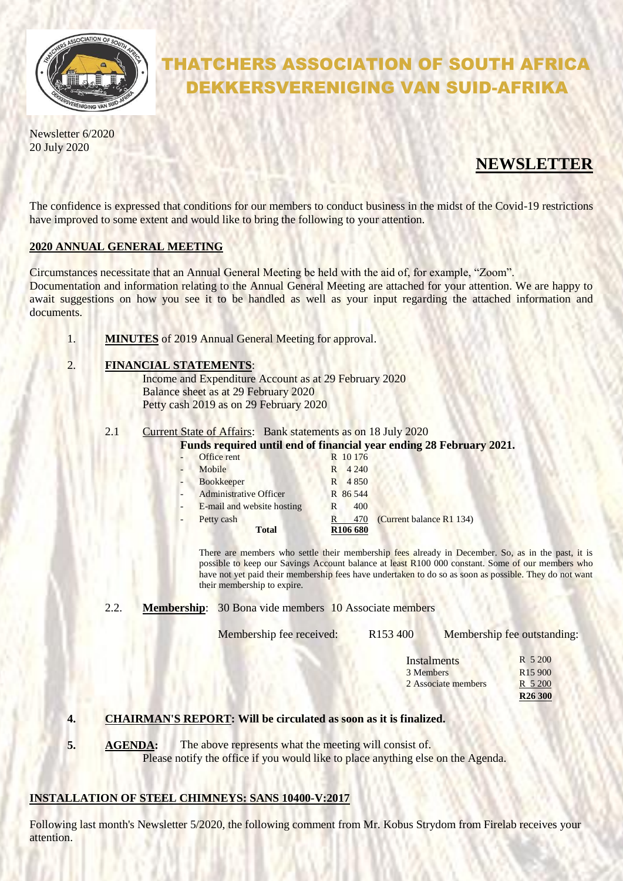# THATCHERS ASSOCIATION OF SOUTH AFRICA
# DEKKERSVERENIGING VAN SUID-AFRIKA

Newsletter 6/2020
20 July 2020

## NEWSLETTER

The confidence is expressed that conditions for our members to conduct business in the midst of the Covid-19 restrictions have improved to some extent and would like to bring the following to your attention.

### 2020 ANNUAL GENERAL MEETING

Circumstances necessitate that an Annual General Meeting be held with the aid of, for example, "Zoom".
Documentation and information relating to the Annual General Meeting are attached for your attention. We are happy to await suggestions on how you see it to be handled as well as your input regarding the attached information and documents.

1. **MINUTES** of 2019 Annual General Meeting for approval.

2. **FINANCIAL STATEMENTS**:
   Income and Expenditure Account as at 29 February 2020
   Balance sheet as at 29 February 2020
   Petty cash 2019 as on 29 February 2020

2.1 Current State of Affairs: Bank statements as on 18 July 2020

**Funds required until end of financial year ending 28 February 2021.**

| | | |
|---|---|---|
| - Office rent | R 10 176 | |
| - Mobile | R 4 240 | |
| - Bookkeeper | R 4 850 | |
| - Administrative Officer | R 86 544 | |
| - E-mail and website hosting | R 400 | |
| - Petty cash | R 470 | (Current balance R1 134) |
| **Total** | **R106 680** | |

There are members who settle their membership fees already in December. So, as in the past, it is possible to keep our Savings Account balance at least R100 000 constant. Some of our members who have not yet paid their membership fees have undertaken to do so as soon as possible. They do not want their membership to expire.

2.2. **Membership**: 30 Bona vide members 10 Associate members

Membership fee received: R153 400 Membership fee outstanding:

| | |
|---|---|
| Instalments | R 5 200 |
| 3 Members | R15 900 |
| 2 Associate members | R 5 200 |
| | **R26 300** |

**4. CHAIRMAN'S REPORT: Will be circulated as soon as it is finalized.**

**5. AGENDA:** The above represents what the meeting will consist of.
Please notify the office if you would like to place anything else on the Agenda.

### INSTALLATION OF STEEL CHIMNEYS: SANS 10400-V:2017

Following last month's Newsletter 5/2020, the following comment from Mr. Kobus Strydom from Firelab receives your attention.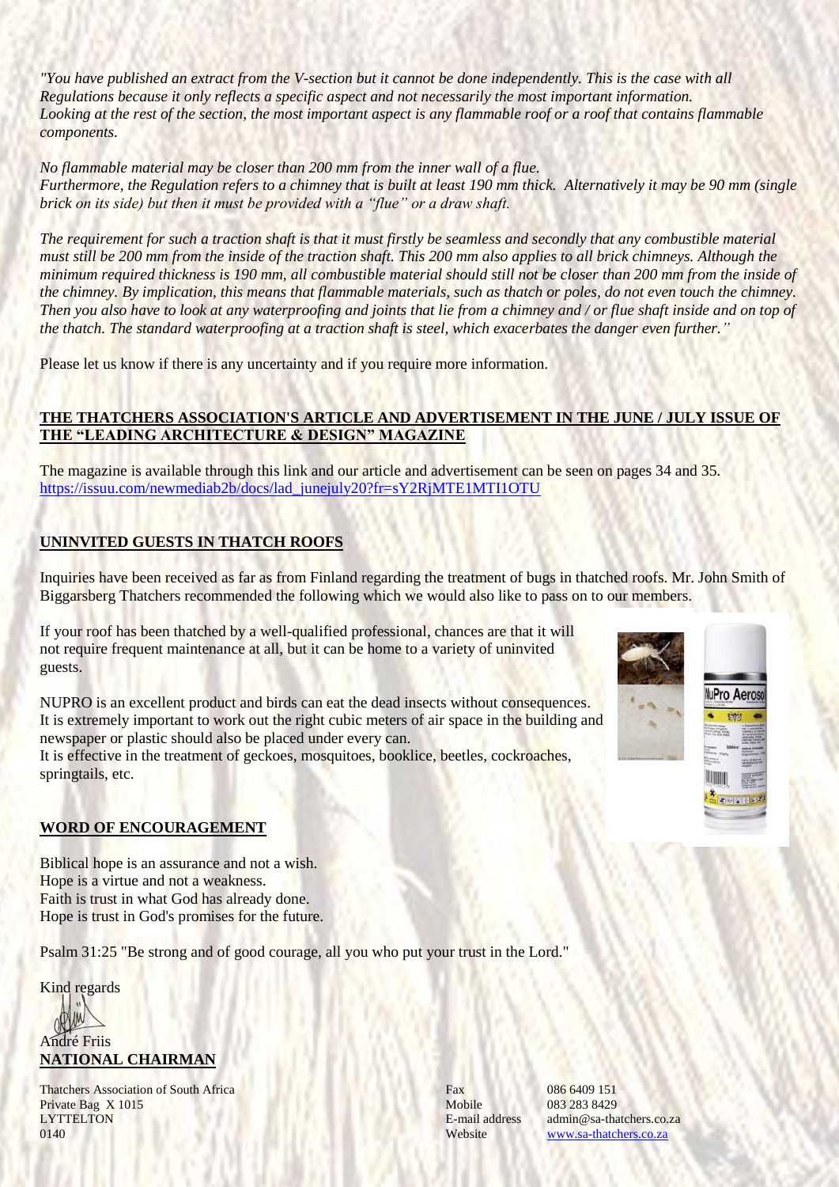*"You have published an extract from the V-section but it cannot be done independently. This is the case with all Regulations because it only reflects a specific aspect and not necessarily the most important information. Looking at the rest of the section, the most important aspect is any flammable roof or a roof that contains flammable components.*

*No flammable material may be closer than 200 mm from the inner wall of a flue. Furthermore, the Regulation refers to a chimney that is built at least 190 mm thick. Alternatively it may be 90 mm (single brick on its side) but then it must be provided with a "flue" or a draw shaft.*

*The requirement for such a traction shaft is that it must firstly be seamless and secondly that any combustible material must still be 200 mm from the inside of the traction shaft. This 200 mm also applies to all brick chimneys. Although the minimum required thickness is 190 mm, all combustible material should still not be closer than 200 mm from the inside of the chimney. By implication, this means that flammable materials, such as thatch or poles, do not even touch the chimney. Then you also have to look at any waterproofing and joints that lie from a chimney and / or flue shaft inside and on top of the thatch. The standard waterproofing at a traction shaft is steel, which exacerbates the danger even further."*

Please let us know if there is any uncertainty and if you require more information.

**THE THATCHERS ASSOCIATION'S ARTICLE AND ADVERTISEMENT IN THE JUNE / JULY ISSUE OF THE "LEADING ARCHITECTURE & DESIGN" MAGAZINE**

The magazine is available through this link and our article and advertisement can be seen on pages 34 and 35.
https://issuu.com/newmediab2b/docs/lad_junejuly20?fr=sY2RjMTE1MTI1OTU

**UNINVITED GUESTS IN THATCH ROOFS**

Inquiries have been received as far as from Finland regarding the treatment of bugs in thatched roofs. Mr. John Smith of Biggarsberg Thatchers recommended the following which we would also like to pass on to our members.

If your roof has been thatched by a well-qualified professional, chances are that it will not require frequent maintenance at all, but it can be home to a variety of uninvited guests.

NUPRO is an excellent product and birds can eat the dead insects without consequences. It is extremely important to work out the right cubic meters of air space in the building and newspaper or plastic should also be placed under every can.
It is effective in the treatment of geckoes, mosquitoes, booklice, beetles, cockroaches, springtails, etc.

**WORD OF ENCOURAGEMENT**

Biblical hope is an assurance and not a wish.
Hope is a virtue and not a weakness.
Faith is trust in what God has already done.
Hope is trust in God's promises for the future.

Psalm 31:25 "Be strong and of good courage, all you who put your trust in the Lord."

Kind regards

André Friis
**NATIONAL CHAIRMAN**

Thatchers Association of South Africa
Private Bag X 1015
LYTTELTON
0140

Fax 086 6409 151
Mobile 083 283 8429
E-mail address admin@sa-thatchers.co.za
Website www.sa-thatchers.co.za